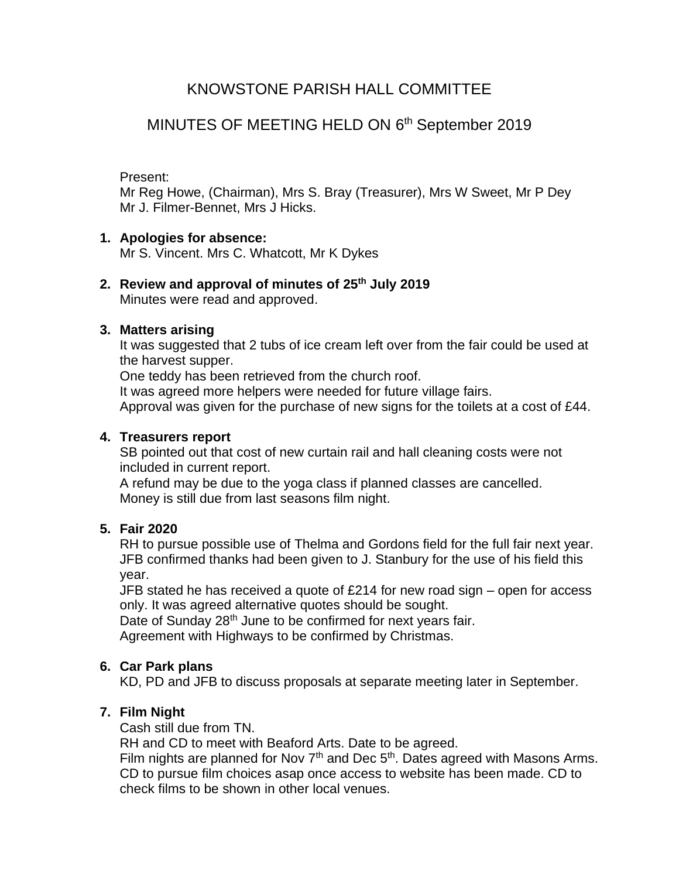# KNOWSTONE PARISH HALL COMMITTEE

## MINUTES OF MEETING HELD ON 6th September 2019

Present:
Mr Reg Howe, (Chairman), Mrs S. Bray (Treasurer), Mrs W Sweet, Mr P Dey
Mr J. Filmer-Bennet, Mrs J Hicks.

1. **Apologies for absence:**
   Mr S. Vincent. Mrs C. Whatcott, Mr K Dykes

2. **Review and approval of minutes of 25th July 2019**
   Minutes were read and approved.

3. **Matters arising**
   It was suggested that 2 tubs of ice cream left over from the fair could be used at the harvest supper.
   One teddy has been retrieved from the church roof.
   It was agreed more helpers were needed for future village fairs.
   Approval was given for the purchase of new signs for the toilets at a cost of £44.

4. **Treasurers report**
   SB pointed out that cost of new curtain rail and hall cleaning costs were not included in current report.
   A refund may be due to the yoga class if planned classes are cancelled.
   Money is still due from last seasons film night.

5. **Fair 2020**
   RH to pursue possible use of Thelma and Gordons field for the full fair next year.
   JFB confirmed thanks had been given to J. Stanbury for the use of his field this year.
   JFB stated he has received a quote of £214 for new road sign – open for access only. It was agreed alternative quotes should be sought.
   Date of Sunday 28th June to be confirmed for next years fair.
   Agreement with Highways to be confirmed by Christmas.

6. **Car Park plans**
   KD, PD and JFB to discuss proposals at separate meeting later in September.

7. **Film Night**
   Cash still due from TN.
   RH and CD to meet with Beaford Arts. Date to be agreed.
   Film nights are planned for Nov 7th and Dec 5th. Dates agreed with Masons Arms.
   CD to pursue film choices asap once access to website has been made. CD to check films to be shown in other local venues.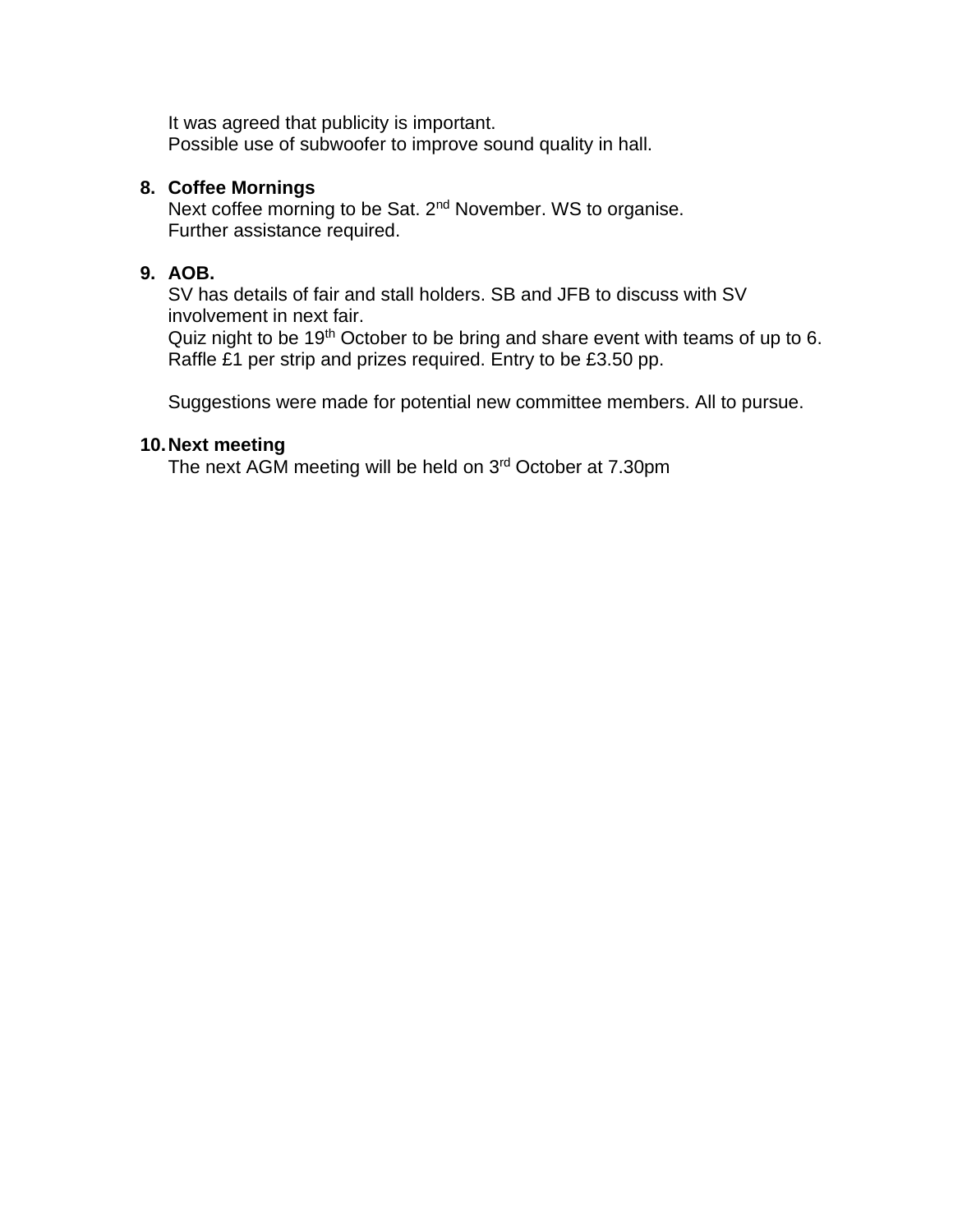It was agreed that publicity is important.
Possible use of subwoofer to improve sound quality in hall.

8. **Coffee Mornings**
   Next coffee morning to be Sat. 2nd November. WS to organise.
   Further assistance required.

9. **AOB.**
   SV has details of fair and stall holders. SB and JFB to discuss with SV involvement in next fair.
   Quiz night to be 19th October to be bring and share event with teams of up to 6. Raffle £1 per strip and prizes required. Entry to be £3.50 pp.

   Suggestions were made for potential new committee members. All to pursue.

10. **Next meeting**
    The next AGM meeting will be held on 3rd October at 7.30pm